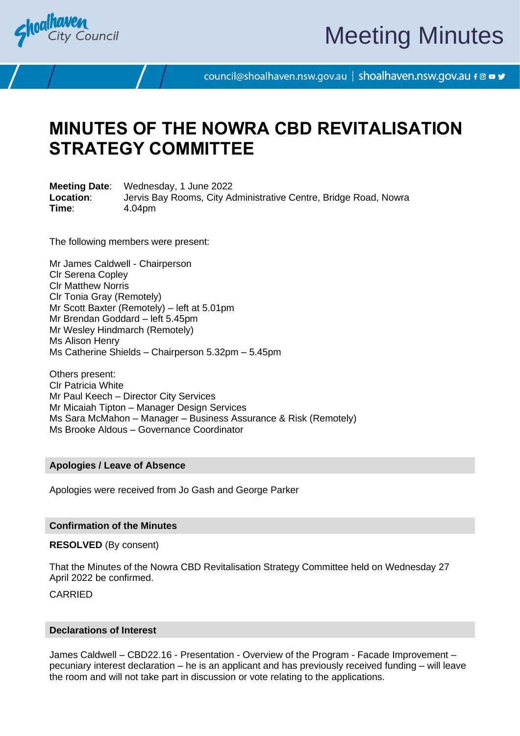# MINUTES OF THE NOWRA CBD REVITALISATION STRATEGY COMMITTEE

**Meeting Date**: Wednesday, 1 June 2022
**Location**: Jervis Bay Rooms, City Administrative Centre, Bridge Road, Nowra
**Time**: 4.04pm

The following members were present:

Mr James Caldwell - Chairperson
Clr Serena Copley
Clr Matthew Norris
Clr Tonia Gray (Remotely)
Mr Scott Baxter (Remotely) – left at 5.01pm
Mr Brendan Goddard – left 5.45pm
Mr Wesley Hindmarch (Remotely)
Ms Alison Henry
Ms Catherine Shields – Chairperson 5.32pm – 5.45pm

Others present:
Clr Patricia White
Mr Paul Keech – Director City Services
Mr Micaiah Tipton – Manager Design Services
Ms Sara McMahon – Manager – Business Assurance & Risk (Remotely)
Ms Brooke Aldous – Governance Coordinator

## Apologies / Leave of Absence

Apologies were received from Jo Gash and George Parker

## Confirmation of the Minutes

**RESOLVED** (By consent)

That the Minutes of the Nowra CBD Revitalisation Strategy Committee held on Wednesday 27 April 2022 be confirmed.

CARRIED

## Declarations of Interest

James Caldwell – CBD22.16 - Presentation - Overview of the Program - Facade Improvement – pecuniary interest declaration – he is an applicant and has previously received funding – will leave the room and will not take part in discussion or vote relating to the applications.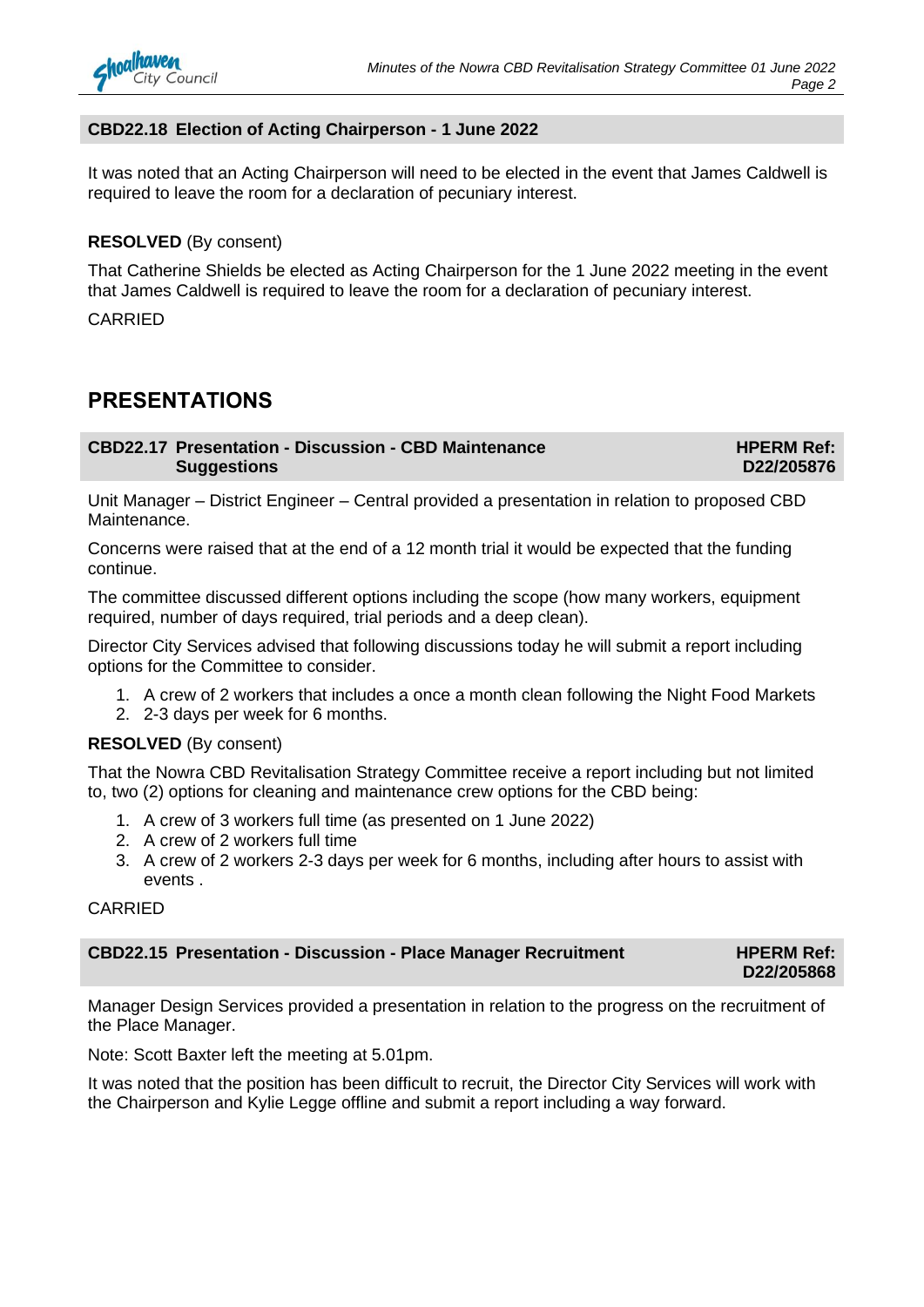### CBD22.18 Election of Acting Chairperson - 1 June 2022

It was noted that an Acting Chairperson will need to be elected in the event that James Caldwell is required to leave the room for a declaration of pecuniary interest.

**RESOLVED** (By consent)

That Catherine Shields be elected as Acting Chairperson for the 1 June 2022 meeting in the event that James Caldwell is required to leave the room for a declaration of pecuniary interest.

CARRIED

## PRESENTATIONS

### CBD22.17 Presentation - Discussion - CBD Maintenance Suggestions — HPERM Ref: D22/205876

Unit Manager – District Engineer – Central provided a presentation in relation to proposed CBD Maintenance.

Concerns were raised that at the end of a 12 month trial it would be expected that the funding continue.

The committee discussed different options including the scope (how many workers, equipment required, number of days required, trial periods and a deep clean).

Director City Services advised that following discussions today he will submit a report including options for the Committee to consider.

1. A crew of 2 workers that includes a once a month clean following the Night Food Markets
2. 2-3 days per week for 6 months.

**RESOLVED** (By consent)

That the Nowra CBD Revitalisation Strategy Committee receive a report including but not limited to, two (2) options for cleaning and maintenance crew options for the CBD being:

1. A crew of 3 workers full time (as presented on 1 June 2022)
2. A crew of 2 workers full time
3. A crew of 2 workers 2-3 days per week for 6 months, including after hours to assist with events .

CARRIED

### CBD22.15 Presentation - Discussion - Place Manager Recruitment — HPERM Ref: D22/205868

Manager Design Services provided a presentation in relation to the progress on the recruitment of the Place Manager.

Note: Scott Baxter left the meeting at 5.01pm.

It was noted that the position has been difficult to recruit, the Director City Services will work with the Chairperson and Kylie Legge offline and submit a report including a way forward.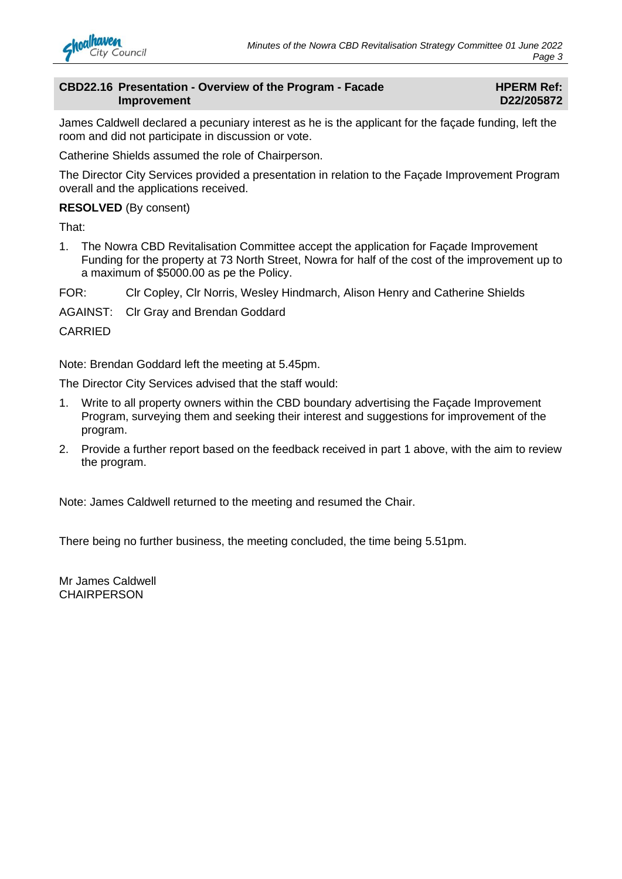## CBD22.16 Presentation - Overview of the Program - Facade Improvement

**HPERM Ref: D22/205872**

James Caldwell declared a pecuniary interest as he is the applicant for the façade funding, left the room and did not participate in discussion or vote.

Catherine Shields assumed the role of Chairperson.

The Director City Services provided a presentation in relation to the Façade Improvement Program overall and the applications received.

**RESOLVED** (By consent)

That:

1. The Nowra CBD Revitalisation Committee accept the application for Façade Improvement Funding for the property at 73 North Street, Nowra for half of the cost of the improvement up to a maximum of $5000.00 as pe the Policy.

FOR: Clr Copley, Clr Norris, Wesley Hindmarch, Alison Henry and Catherine Shields

AGAINST: Clr Gray and Brendan Goddard

CARRIED

Note: Brendan Goddard left the meeting at 5.45pm.

The Director City Services advised that the staff would:

1. Write to all property owners within the CBD boundary advertising the Façade Improvement Program, surveying them and seeking their interest and suggestions for improvement of the program.
2. Provide a further report based on the feedback received in part 1 above, with the aim to review the program.

Note: James Caldwell returned to the meeting and resumed the Chair.

There being no further business, the meeting concluded, the time being 5.51pm.

Mr James Caldwell
CHAIRPERSON